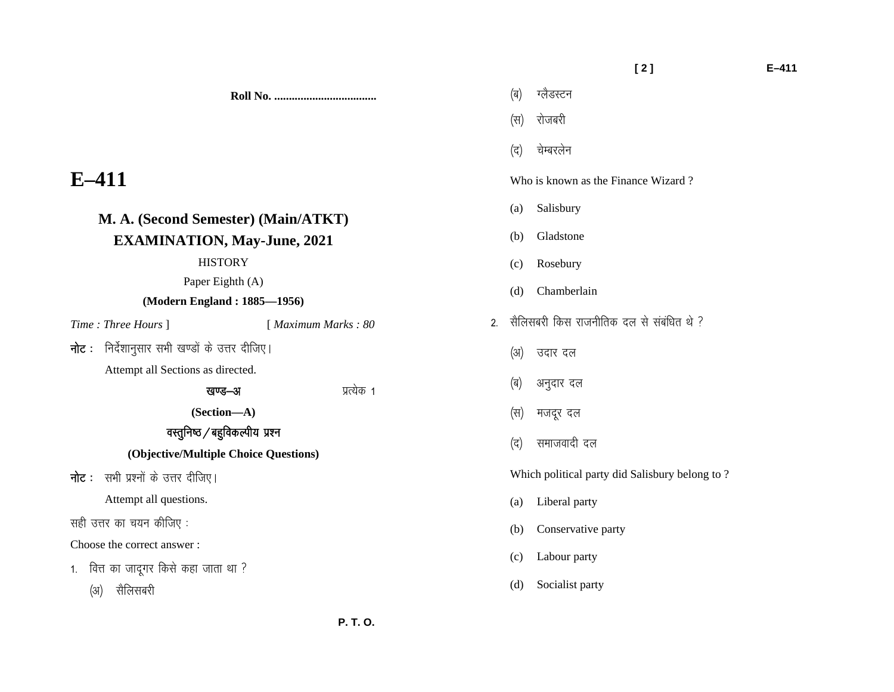Roll No. ...................................

# E–411

## M. A. (Second Semester) (Main/ATKT) EXAMINATION, May-June, 2021

HISTORY

Paper Eighth (A)

**(Modern England : 1885—1956)**

*Time : Three Hours* ] [ *Maximum Marks : 80*

**नोट :** निर्देशानुसार सभी खण्डों के उत्तर दीजिए।

Attempt all Sections as directed.

**खण्ड–अ** प्रत्येक 1

**(Section—A)**

**वस्तुनिष्ठ / बहुविकल्पीय प्रश्न**

**(Objective/Multiple Choice Questions)**

**नोट :** सभी प्रश्नों के उत्तर दीजिए।

Attempt all questions.

सही उत्तर का चयन कीजिए :

Choose the correct answer :

1. वित्त का जादूगर किसे कहा जाता था ?

   (अ) सैलिसबरी

   (ब) ग्लैडस्टन

   (स) रोजबरी

   (द) चेम्बरलेन

   Who is known as the Finance Wizard ?

   (a) Salisbury

   (b) Gladstone

   (c) Rosebury

   (d) Chamberlain

2. सैलिसबरी किस राजनीतिक दल से संबंधित थे ?

   (अ) उदार दल

   (ब) अनुदार दल

   (स) मजदूर दल

   (द) समाजवादी दल

   Which political party did Salisbury belong to ?

   (a) Liberal party

   (b) Conservative party

   (c) Labour party

   (d) Socialist party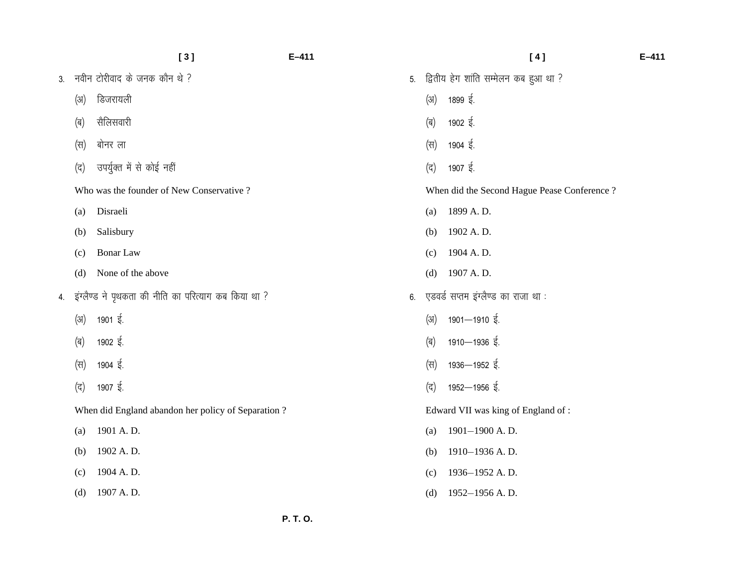3. नवीन टोरीवाद के जनक कौन थे ?

   (अ) डिजरायली

   (ब) सैलिसवारी

   (स) बोनर ला

   (द) उपर्युक्त में से कोई नहीं

   Who was the founder of New Conservative ?

   (a) Disraeli

   (b) Salisbury

   (c) Bonar Law

   (d) None of the above

4. इंग्लैण्ड ने पृथकता की नीति का परित्याग कब किया था ?

   (अ) 1901 ई.

   (ब) 1902 ई.

   (स) 1904 ई.

   (द) 1907 ई.

   When did England abandon her policy of Separation ?

   (a) 1901 A. D.

   (b) 1902 A. D.

   (c) 1904 A. D.

   (d) 1907 A. D.

5. द्वितीय हेग शांति सम्मेलन कब हुआ था ?

   (अ) 1899 ई.

   (ब) 1902 ई.

   (स) 1904 ई.

   (द) 1907 ई.

   When did the Second Hague Pease Conference ?

   (a) 1899 A. D.

   (b) 1902 A. D.

   (c) 1904 A. D.

   (d) 1907 A. D.

6. एडवर्ड सप्तम इंग्लैण्ड का राजा था :

   (अ) 1901—1910 ई.

   (ब) 1910—1936 ई.

   (स) 1936—1952 ई.

   (द) 1952—1956 ई.

   Edward VII was king of England of :

   (a) 1901–1900 A. D.

   (b) 1910–1936 A. D.

   (c) 1936–1952 A. D.

   (d) 1952–1956 A. D.

P. T. O.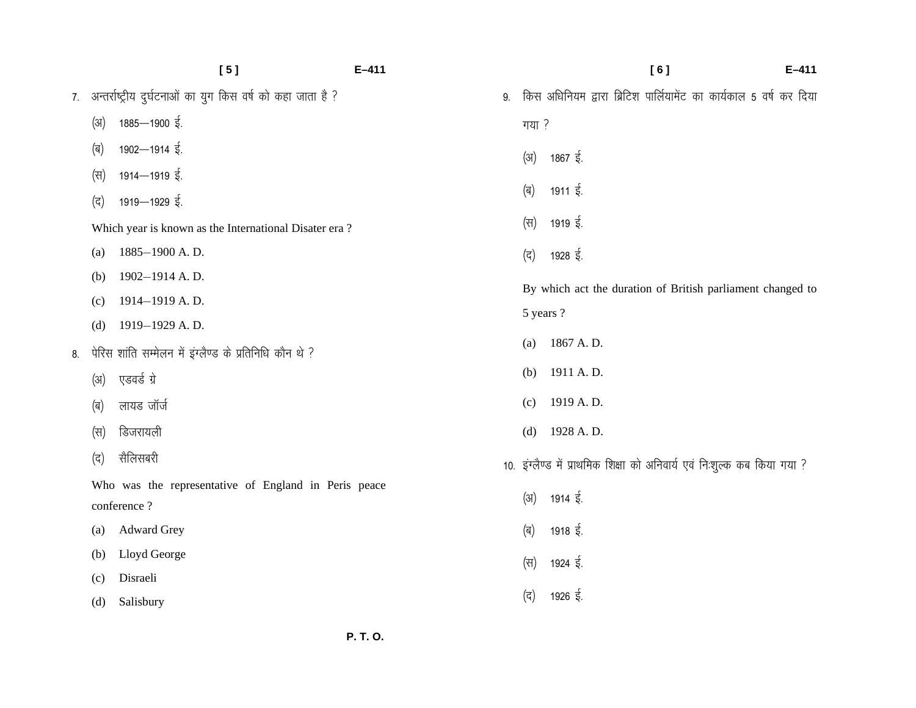7. अन्तर्राष्ट्रीय दुर्घटनाओं का युग किस वर्ष को कहा जाता है ?

   (अ) 1885—1900 ई.

   (ब) 1902—1914 ई.

   (स) 1914—1919 ई.

   (द) 1919—1929 ई.

   Which year is known as the International Disater era ?

   (a) 1885–1900 A. D.

   (b) 1902–1914 A. D.

   (c) 1914–1919 A. D.

   (d) 1919–1929 A. D.

8. पेरिस शांति सम्मेलन में इंग्लैण्ड के प्रतिनिधि कौन थे ?

   (अ) एडवर्ड ग्रे

   (ब) लायड जॉर्ज

   (स) डिजरायली

   (द) सैलिसबरी

   Who was the representative of England in Peris peace conference ?

   (a) Adward Grey

   (b) Lloyd George

   (c) Disraeli

   (d) Salisbury

9. किस अधिनियम द्वारा ब्रिटिश पार्लियामेंट का कार्यकाल 5 वर्ष कर दिया गया ?

   (अ) 1867 ई.

   (ब) 1911 ई.

   (स) 1919 ई.

   (द) 1928 ई.

   By which act the duration of British parliament changed to 5 years ?

   (a) 1867 A. D.

   (b) 1911 A. D.

   (c) 1919 A. D.

   (d) 1928 A. D.

10. इंग्लैण्ड में प्राथमिक शिक्षा को अनिवार्य एवं निःशुल्क कब किया गया ?

   (अ) 1914 ई.

   (ब) 1918 ई.

   (स) 1924 ई.

   (द) 1926 ई.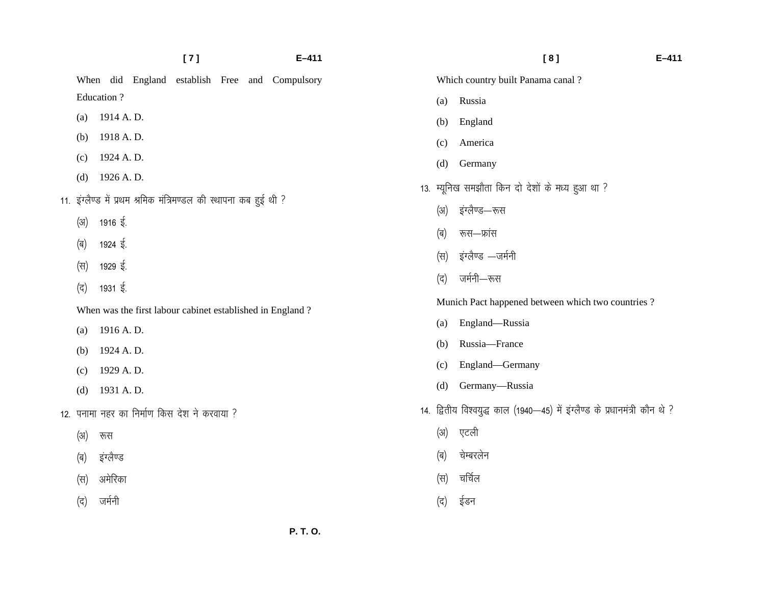When did England establish Free and Compulsory Education ?

(a) 1914 A. D.

(b) 1918 A. D.

(c) 1924 A. D.

(d) 1926 A. D.

11. इंग्लैण्ड में प्रथम श्रमिक मंत्रिमण्डल की स्थापना कब हुई थी ?

(अ) 1916 ई.

(ब) 1924 ई.

(स) 1929 ई.

(द) 1931 ई.

When was the first labour cabinet established in England ?

(a) 1916 A. D.

(b) 1924 A. D.

(c) 1929 A. D.

(d) 1931 A. D.

12. पनामा नहर का निर्माण किस देश ने करवाया ?

(अ) रूस

(ब) इंग्लैण्ड

(स) अमेरिका

(द) जर्मनी

Which country built Panama canal ?

(a) Russia

(b) England

(c) America

(d) Germany

13. म्यूनिख समझौता किन दो देशों के मध्य हुआ था ?

(अ) इंग्लैण्ड—रूस

(ब) रूस—फ्रांस

(स) इंग्लैण्ड —जर्मनी

(द) जर्मनी—रूस

Munich Pact happened between which two countries ?

(a) England—Russia

(b) Russia—France

(c) England—Germany

(d) Germany—Russia

14. द्वितीय विश्वयुद्ध काल (1940—45) में इंग्लैण्ड के प्रधानमंत्री कौन थे ?

(अ) एटली

(ब) चेम्बरलेन

(स) चर्चिल

(द) ईडन

P. T. O.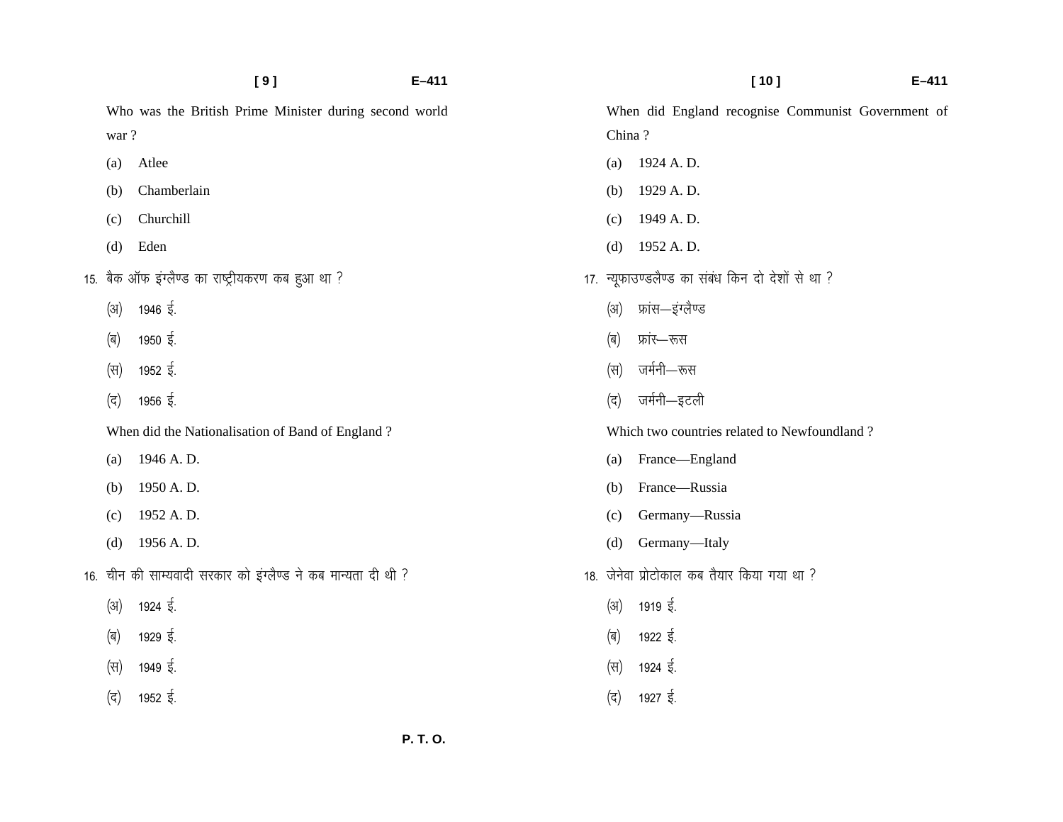Who was the British Prime Minister during second world war ?

(a) Atlee

(b) Chamberlain

(c) Churchill

(d) Eden

15. बैक ऑफ इंग्लैण्ड का राष्ट्रीयकरण कब हुआ था ?

(अ) 1946 ई.

(ब) 1950 ई.

(स) 1952 ई.

(द) 1956 ई.

When did the Nationalisation of Band of England ?

(a) 1946 A. D.

(b) 1950 A. D.

(c) 1952 A. D.

(d) 1956 A. D.

16. चीन की साम्यवादी सरकार को इंग्लैण्ड ने कब मान्यता दी थी ?

(अ) 1924 ई.

(ब) 1929 ई.

(स) 1949 ई.

(द) 1952 ई.

When did England recognise Communist Government of China ?

(a) 1924 A. D.

(b) 1929 A. D.

(c) 1949 A. D.

(d) 1952 A. D.

17. न्यूफाउण्डलैण्ड का संबंध किन दो देशों से था ?

(अ) फ्रांस—इंग्लैण्ड

(ब) फ्रांस—रूस

(स) जर्मनी—रूस

(द) जर्मनी—इटली

Which two countries related to Newfoundland ?

(a) France—England

(b) France—Russia

(c) Germany—Russia

(d) Germany—Italy

18. जेनेवा प्रोटोकाल कब तैयार किया गया था ?

(अ) 1919 ई.

(ब) 1922 ई.

(स) 1924 ई.

(द) 1927 ई.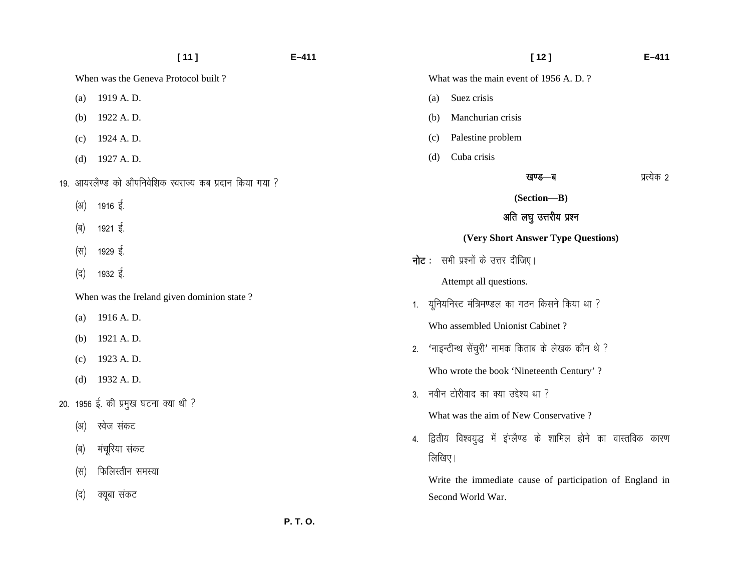When was the Geneva Protocol built ?

(a) 1919 A. D.

(b) 1922 A. D.

(c) 1924 A. D.

(d) 1927 A. D.

19. आयरलैण्ड को औपनिवेशिक स्वराज्य कब प्रदान किया गया ?

(अ) 1916 ई.

(ब) 1921 ई.

(स) 1929 ई.

(द) 1932 ई.

When was the Ireland given dominion state ?

(a) 1916 A. D.

(b) 1921 A. D.

(c) 1923 A. D.

(d) 1932 A. D.

20. 1956 ई. की प्रमुख घटना क्या थी ?

(अ) स्वेज संकट

(ब) मंचूरिया संकट

(स) फिलिस्तीन समस्या

(द) क्यूबा संकट

What was the main event of 1956 A. D. ?

(a) Suez crisis

(b) Manchurian crisis

(c) Palestine problem

(d) Cuba crisis

## खण्ड—ब प्रत्येक 2

## (Section—B)

## अति लघु उत्तरीय प्रश्न

## (Very Short Answer Type Questions)

**नोट :** सभी प्रश्नों के उत्तर दीजिए।

Attempt all questions.

1. यूनियनिस्ट मंत्रिमण्डल का गठन किसने किया था ?

   Who assembled Unionist Cabinet ?

2. 'नाइन्टीन्थ सेंचुरी' नामक किताब के लेखक कौन थे ?

   Who wrote the book 'Nineteenth Century' ?

3. नवीन टोरीवाद का क्या उद्देश्य था ?

   What was the aim of New Conservative ?

4. द्वितीय विश्वयुद्ध में इंग्लैण्ड के शामिल होने का वास्तविक कारण लिखिए।

   Write the immediate cause of participation of England in Second World War.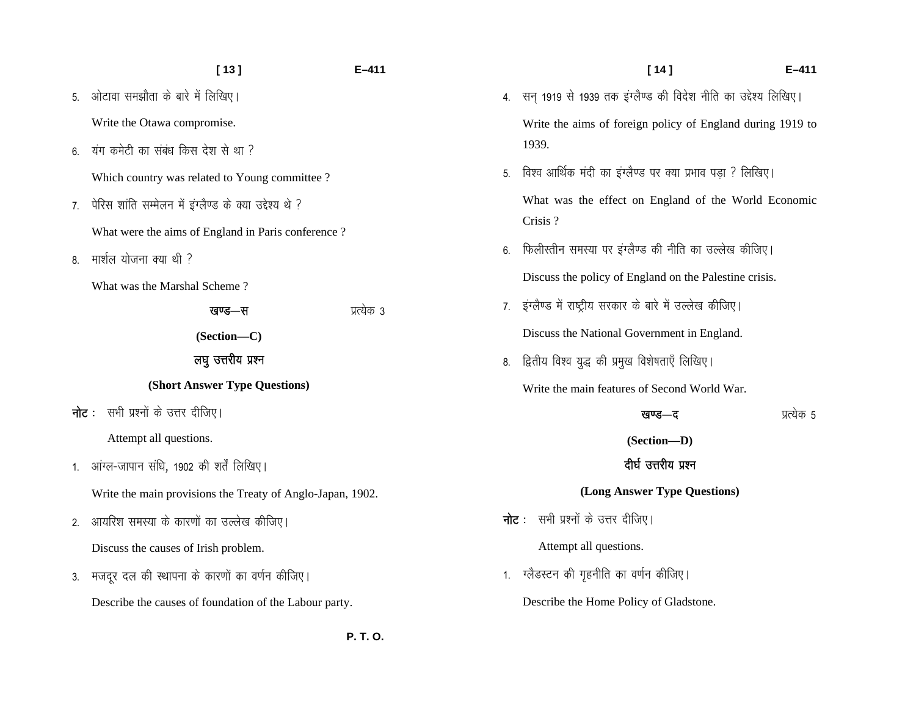5. ओटावा समझौता के बारे में लिखिए।

   Write the Otawa compromise.

6. यंग कमेटी का संबंध किस देश से था ?

   Which country was related to Young committee ?

7. पेरिस शांति सम्मेलन में इंग्लैण्ड के क्या उद्देश्य थे ?

   What were the aims of England in Paris conference ?

8. मार्शल योजना क्या थी ?

   What was the Marshal Scheme ?

## खण्ड—स (Section—C) — प्रत्येक 3

### लघु उत्तरीय प्रश्न (Short Answer Type Questions)

**नोट :** सभी प्रश्नों के उत्तर दीजिए।

Attempt all questions.

1. आंग्ल-जापान संधि, 1902 की शर्तें लिखिए।

   Write the main provisions the Treaty of Anglo-Japan, 1902.

2. आयरिश समस्या के कारणों का उल्लेख कीजिए।

   Discuss the causes of Irish problem.

3. मजदूर दल की स्थापना के कारणों का वर्णन कीजिए।

   Describe the causes of foundation of the Labour party.

4. सन् 1919 से 1939 तक इंग्लैण्ड की विदेश नीति का उद्देश्य लिखिए।

   Write the aims of foreign policy of England during 1919 to 1939.

5. विश्व आर्थिक मंदी का इंग्लैण्ड पर क्या प्रभाव पड़ा ? लिखिए।

   What was the effect on England of the World Economic Crisis ?

6. फिलीस्तीन समस्या पर इंग्लैण्ड की नीति का उल्लेख कीजिए।

   Discuss the policy of England on the Palestine crisis.

7. इंग्लैण्ड में राष्ट्रीय सरकार के बारे में उल्लेख कीजिए।

   Discuss the National Government in England.

8. द्वितीय विश्व युद्ध की प्रमुख विशेषताएँ लिखिए।

   Write the main features of Second World War.

## खण्ड—द (Section—D) — प्रत्येक 5

### दीर्घ उत्तरीय प्रश्न (Long Answer Type Questions)

**नोट :** सभी प्रश्नों के उत्तर दीजिए।

Attempt all questions.

1. ग्लैडस्टन की गृहनीति का वर्णन कीजिए।

   Describe the Home Policy of Gladstone.

P. T. O.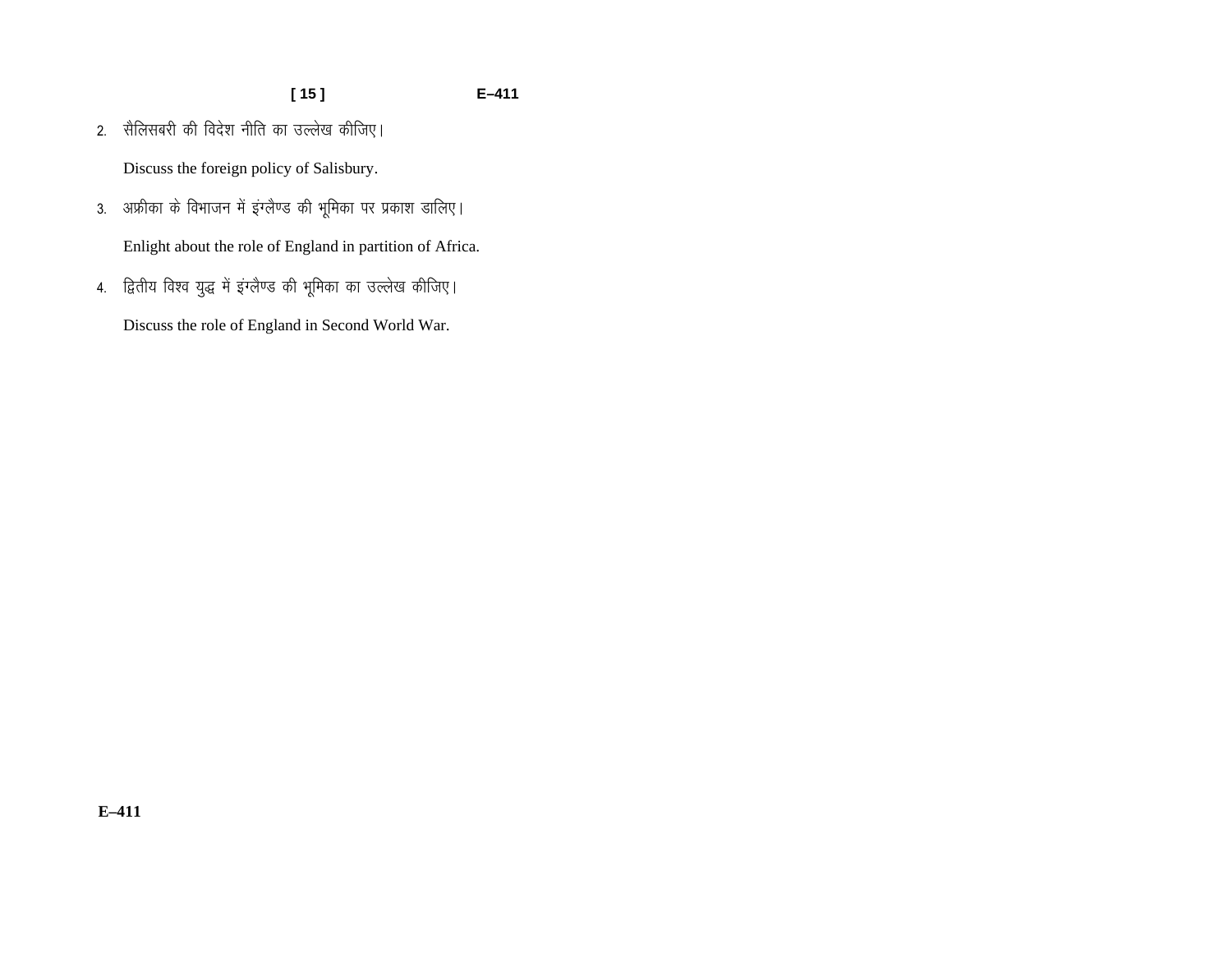2. सैलिसबरी की विदेश नीति का उल्लेख कीजिए।

   Discuss the foreign policy of Salisbury.

3. अफ्रीका के विभाजन में इंग्लैण्ड की भूमिका पर प्रकाश डालिए।

   Enlight about the role of England in partition of Africa.

4. द्वितीय विश्व युद्ध में इंग्लैण्ड की भूमिका का उल्लेख कीजिए।

   Discuss the role of England in Second World War.